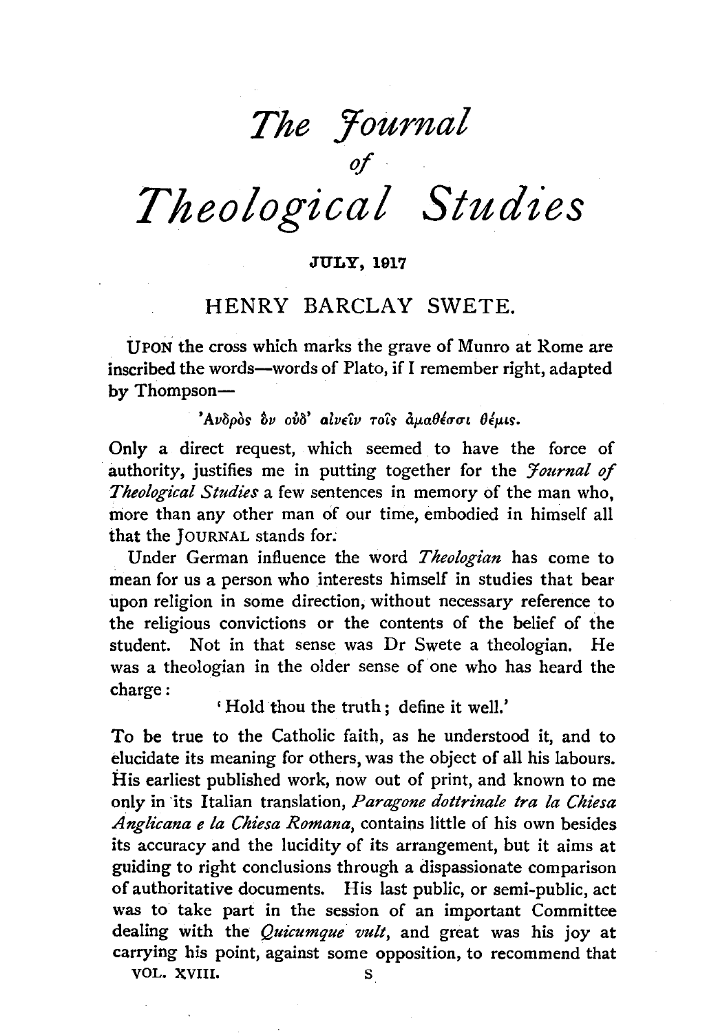# The Journal of Theological Studies

JULY, 1917

## HENRY BARCLAY SWETE.

UPON the cross which marks the grave of Munro at Rome are inscribed the words—words of Plato, if I remember right, adapted by Thompson—

Ἀνδρὸς ὃν οὐδ' αἰνεῖν τοῖς ἀμαθέσσι θέμις.

Only a direct request, which seemed to have the force of authority, justifies me in putting together for the *Journal of Theological Studies* a few sentences in memory of the man who, more than any other man of our time, embodied in himself all that the JOURNAL stands for.

Under German influence the word *Theologian* has come to mean for us a person who interests himself in studies that bear upon religion in some direction, without necessary reference to the religious convictions or the contents of the belief of the student. Not in that sense was Dr Swete a theologian. He was a theologian in the older sense of one who has heard the charge:

'Hold thou the truth; define it well.'

To be true to the Catholic faith, as he understood it, and to elucidate its meaning for others, was the object of all his labours. His earliest published work, now out of print, and known to me only in its Italian translation, *Paragone dottrinale tra la Chiesa Anglicana e la Chiesa Romana*, contains little of his own besides its accuracy and the lucidity of its arrangement, but it aims at guiding to right conclusions through a dispassionate comparison of authoritative documents. His last public, or semi-public, act was to take part in the session of an important Committee dealing with the *Quicumque vult*, and great was his joy at carrying his point, against some opposition, to recommend that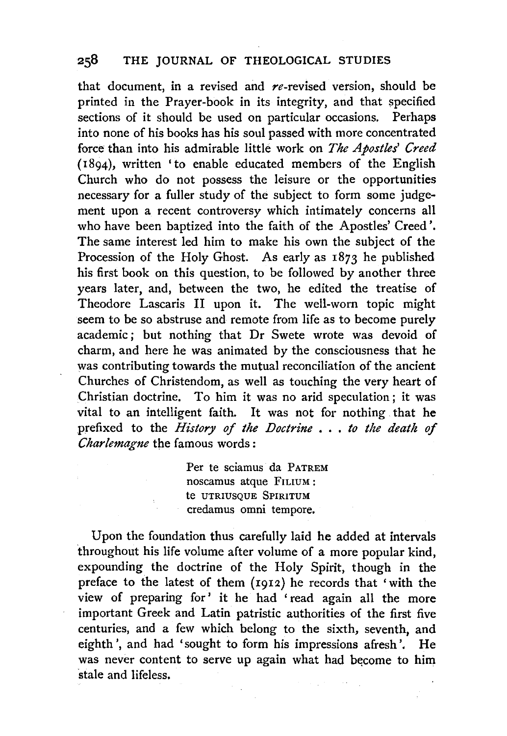that document, in a revised and *re*-revised version, should be printed in the Prayer-book in its integrity, and that specified sections of it should be used on particular occasions. Perhaps into none of his books has his soul passed with more concentrated force than into his admirable little work on *The Apostles' Creed* (1894), written 'to enable educated members of the English Church who do not possess the leisure or the opportunities necessary for a fuller study of the subject to form some judgement upon a recent controversy which intimately concerns all who have been baptized into the faith of the Apostles' Creed'. The same interest led him to make his own the subject of the Procession of the Holy Ghost. As early as 1873 he published his first book on this question, to be followed by another three years later, and, between the two, he edited the treatise of Theodore Lascaris II upon it. The well-worn topic might seem to be so abstruse and remote from life as to become purely academic; but nothing that Dr Swete wrote was devoid of charm, and here he was animated by the consciousness that he was contributing towards the mutual reconciliation of the ancient Churches of Christendom, as well as touching the very heart of Christian doctrine. To him it was no arid speculation; it was vital to an intelligent faith. It was not for nothing that he prefixed to the *History of the Doctrine . . . to the death of Charlemagne* the famous words:

> Per te sciamus da PATREM
> noscamus atque FILIUM:
> te UTRIUSQUE SPIRITUM
> credamus omni tempore.

Upon the foundation thus carefully laid he added at intervals throughout his life volume after volume of a more popular kind, expounding the doctrine of the Holy Spirit, though in the preface to the latest of them (1912) he records that 'with the view of preparing for' it he had 'read again all the more important Greek and Latin patristic authorities of the first five centuries, and a few which belong to the sixth, seventh, and eighth', and had 'sought to form his impressions afresh'. He was never content to serve up again what had become to him stale and lifeless.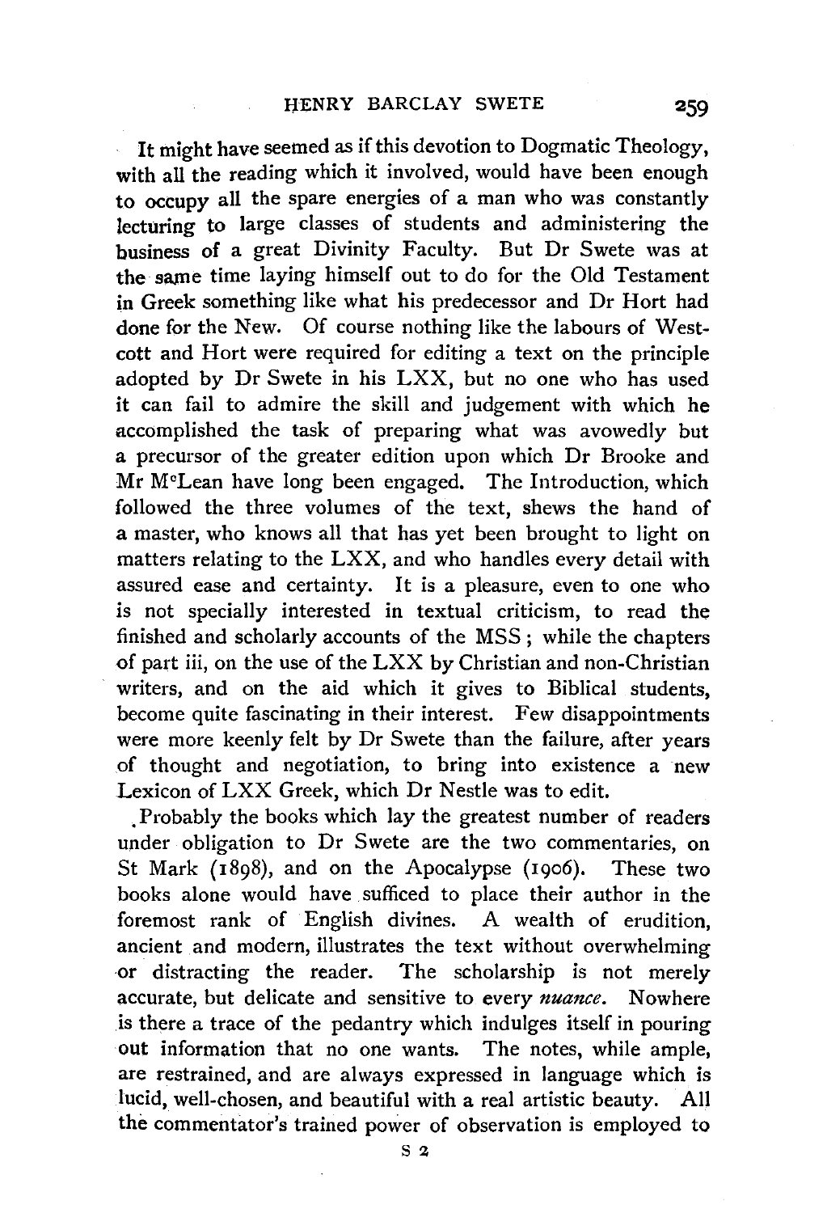It might have seemed as if this devotion to Dogmatic Theology, with all the reading which it involved, would have been enough to occupy all the spare energies of a man who was constantly lecturing to large classes of students and administering the business of a great Divinity Faculty. But Dr Swete was at the same time laying himself out to do for the Old Testament in Greek something like what his predecessor and Dr Hort had done for the New. Of course nothing like the labours of Westcott and Hort were required for editing a text on the principle adopted by Dr Swete in his LXX, but no one who has used it can fail to admire the skill and judgement with which he accomplished the task of preparing what was avowedly but a precursor of the greater edition upon which Dr Brooke and Mr McLean have long been engaged. The Introduction, which followed the three volumes of the text, shews the hand of a master, who knows all that has yet been brought to light on matters relating to the LXX, and who handles every detail with assured ease and certainty. It is a pleasure, even to one who is not specially interested in textual criticism, to read the finished and scholarly accounts of the MSS; while the chapters of part iii, on the use of the LXX by Christian and non-Christian writers, and on the aid which it gives to Biblical students, become quite fascinating in their interest. Few disappointments were more keenly felt by Dr Swete than the failure, after years of thought and negotiation, to bring into existence a new Lexicon of LXX Greek, which Dr Nestle was to edit.

Probably the books which lay the greatest number of readers under obligation to Dr Swete are the two commentaries, on St Mark (1898), and on the Apocalypse (1906). These two books alone would have sufficed to place their author in the foremost rank of English divines. A wealth of erudition, ancient and modern, illustrates the text without overwhelming or distracting the reader. The scholarship is not merely accurate, but delicate and sensitive to every *nuance*. Nowhere is there a trace of the pedantry which indulges itself in pouring out information that no one wants. The notes, while ample, are restrained, and are always expressed in language which is lucid, well-chosen, and beautiful with a real artistic beauty. All the commentator's trained power of observation is employed to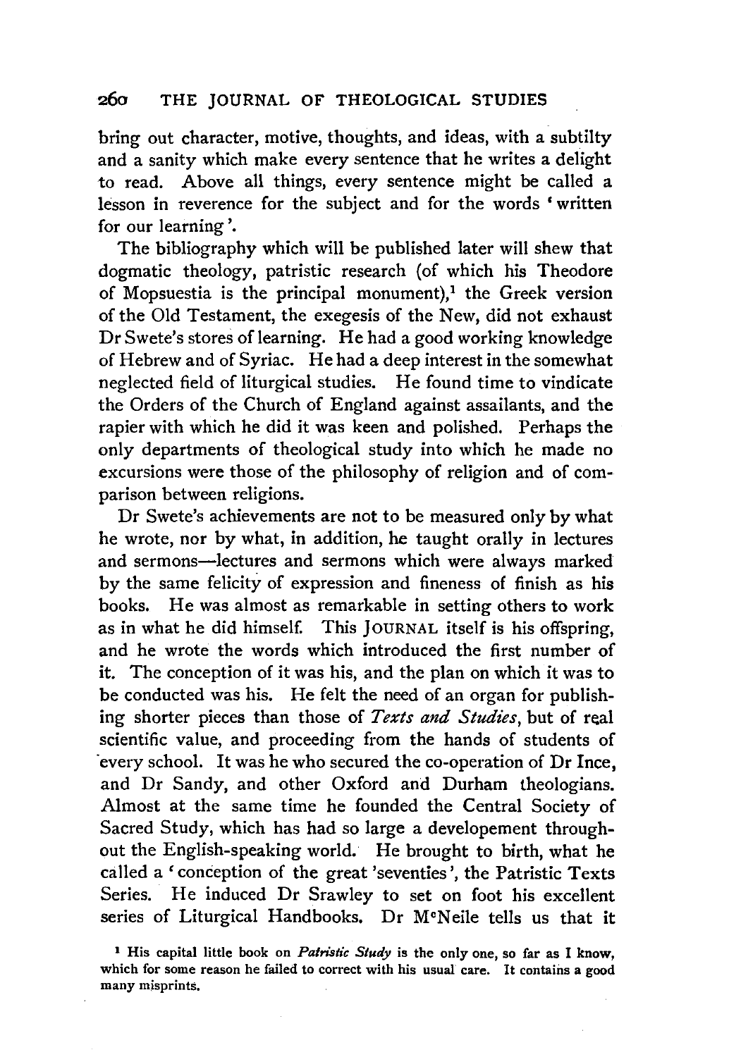bring out character, motive, thoughts, and ideas, with a subtilty and a sanity which make every sentence that he writes a delight to read. Above all things, every sentence might be called a lesson in reverence for the subject and for the words 'written for our learning'.

The bibliography which will be published later will shew that dogmatic theology, patristic research (of which his Theodore of Mopsuestia is the principal monument),[1] the Greek version of the Old Testament, the exegesis of the New, did not exhaust Dr Swete's stores of learning. He had a good working knowledge of Hebrew and of Syriac. He had a deep interest in the somewhat neglected field of liturgical studies. He found time to vindicate the Orders of the Church of England against assailants, and the rapier with which he did it was keen and polished. Perhaps the only departments of theological study into which he made no excursions were those of the philosophy of religion and of comparison between religions.

Dr Swete's achievements are not to be measured only by what he wrote, nor by what, in addition, he taught orally in lectures and sermons—lectures and sermons which were always marked by the same felicity of expression and fineness of finish as his books. He was almost as remarkable in setting others to work as in what he did himself. This JOURNAL itself is his offspring, and he wrote the words which introduced the first number of it. The conception of it was his, and the plan on which it was to be conducted was his. He felt the need of an organ for publishing shorter pieces than those of *Texts and Studies*, but of real scientific value, and proceeding from the hands of students of every school. It was he who secured the co-operation of Dr Ince, and Dr Sandy, and other Oxford and Durham theologians. Almost at the same time he founded the Central Society of Sacred Study, which has had so large a developement throughout the English-speaking world. He brought to birth, what he called a 'conception of the great 'seventies', the Patristic Texts Series. He induced Dr Srawley to set on foot his excellent series of Liturgical Handbooks. Dr M[c]Neile tells us that it

[1] His capital little book on *Patristic Study* is the only one, so far as I know, which for some reason he failed to correct with his usual care. It contains a good many misprints.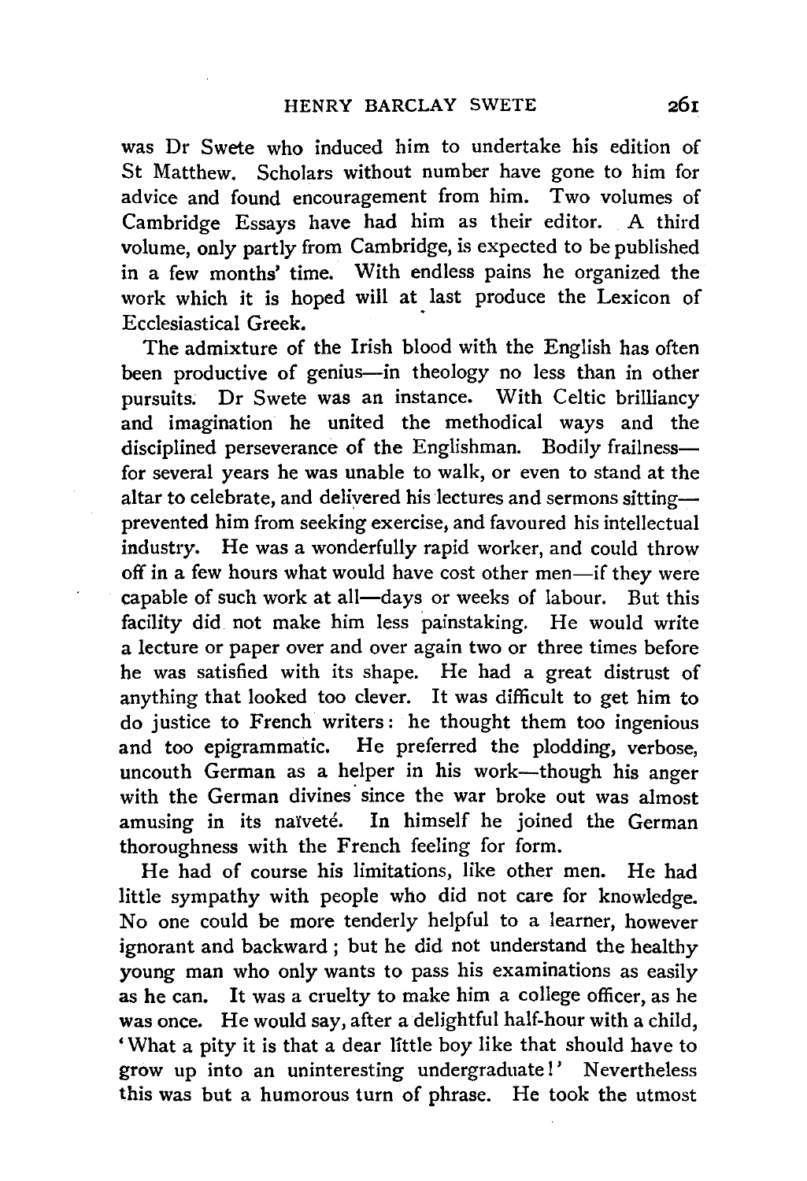was Dr Swete who induced him to undertake his edition of St Matthew. Scholars without number have gone to him for advice and found encouragement from him. Two volumes of Cambridge Essays have had him as their editor. A third volume, only partly from Cambridge, is expected to be published in a few months' time. With endless pains he organized the work which it is hoped will at last produce the Lexicon of Ecclesiastical Greek.

The admixture of the Irish blood with the English has often been productive of genius—in theology no less than in other pursuits. Dr Swete was an instance. With Celtic brilliancy and imagination he united the methodical ways and the disciplined perseverance of the Englishman. Bodily frailness—for several years he was unable to walk, or even to stand at the altar to celebrate, and delivered his lectures and sermons sitting—prevented him from seeking exercise, and favoured his intellectual industry. He was a wonderfully rapid worker, and could throw off in a few hours what would have cost other men—if they were capable of such work at all—days or weeks of labour. But this facility did not make him less painstaking. He would write a lecture or paper over and over again two or three times before he was satisfied with its shape. He had a great distrust of anything that looked too clever. It was difficult to get him to do justice to French writers: he thought them too ingenious and too epigrammatic. He preferred the plodding, verbose, uncouth German as a helper in his work—though his anger with the German divines since the war broke out was almost amusing in its naïveté. In himself he joined the German thoroughness with the French feeling for form.

He had of course his limitations, like other men. He had little sympathy with people who did not care for knowledge. No one could be more tenderly helpful to a learner, however ignorant and backward; but he did not understand the healthy young man who only wants to pass his examinations as easily as he can. It was a cruelty to make him a college officer, as he was once. He would say, after a delightful half-hour with a child, 'What a pity it is that a dear little boy like that should have to grow up into an uninteresting undergraduate!' Nevertheless this was but a humorous turn of phrase. He took the utmost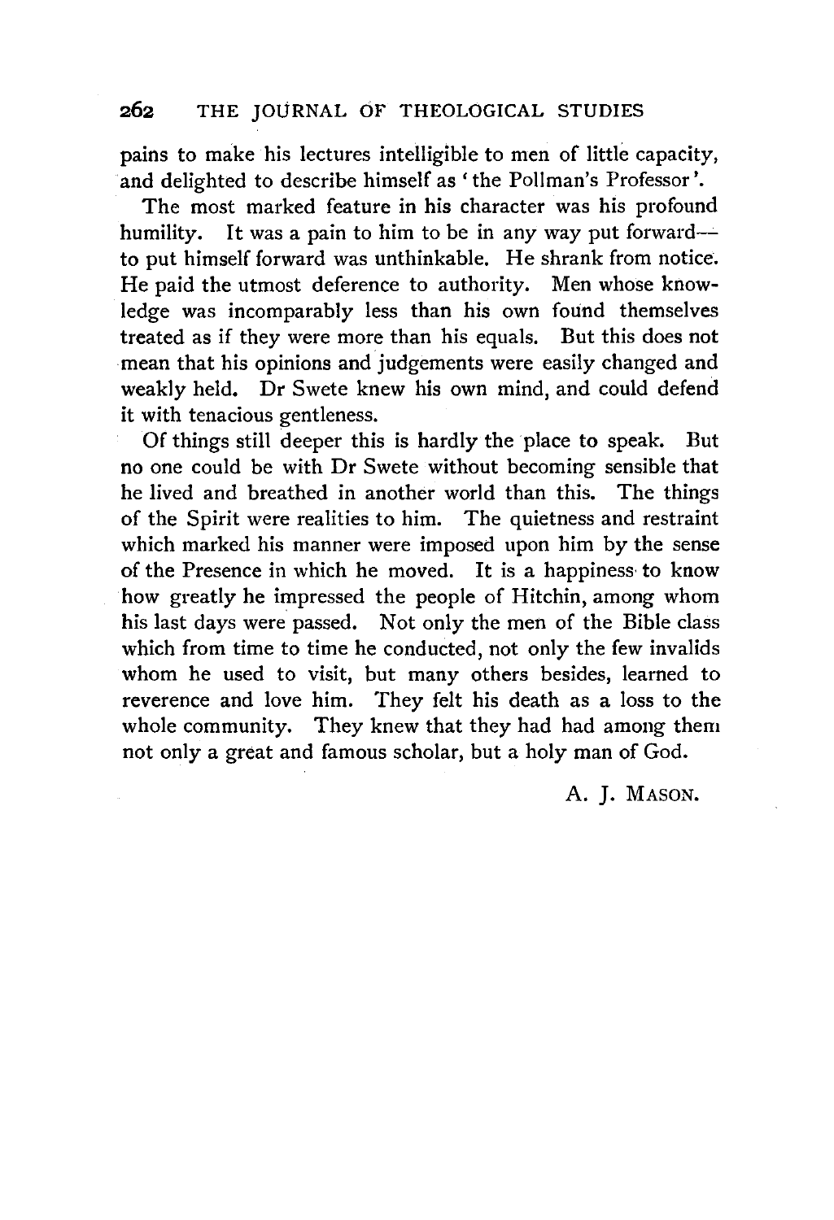pains to make his lectures intelligible to men of little capacity, and delighted to describe himself as 'the Pollman's Professor'.

The most marked feature in his character was his profound humility. It was a pain to him to be in any way put forward—to put himself forward was unthinkable. He shrank from notice. He paid the utmost deference to authority. Men whose knowledge was incomparably less than his own found themselves treated as if they were more than his equals. But this does not mean that his opinions and judgements were easily changed and weakly held. Dr Swete knew his own mind, and could defend it with tenacious gentleness.

Of things still deeper this is hardly the place to speak. But no one could be with Dr Swete without becoming sensible that he lived and breathed in another world than this. The things of the Spirit were realities to him. The quietness and restraint which marked his manner were imposed upon him by the sense of the Presence in which he moved. It is a happiness to know how greatly he impressed the people of Hitchin, among whom his last days were passed. Not only the men of the Bible class which from time to time he conducted, not only the few invalids whom he used to visit, but many others besides, learned to reverence and love him. They felt his death as a loss to the whole community. They knew that they had had among them not only a great and famous scholar, but a holy man of God.

A. J. Mason.